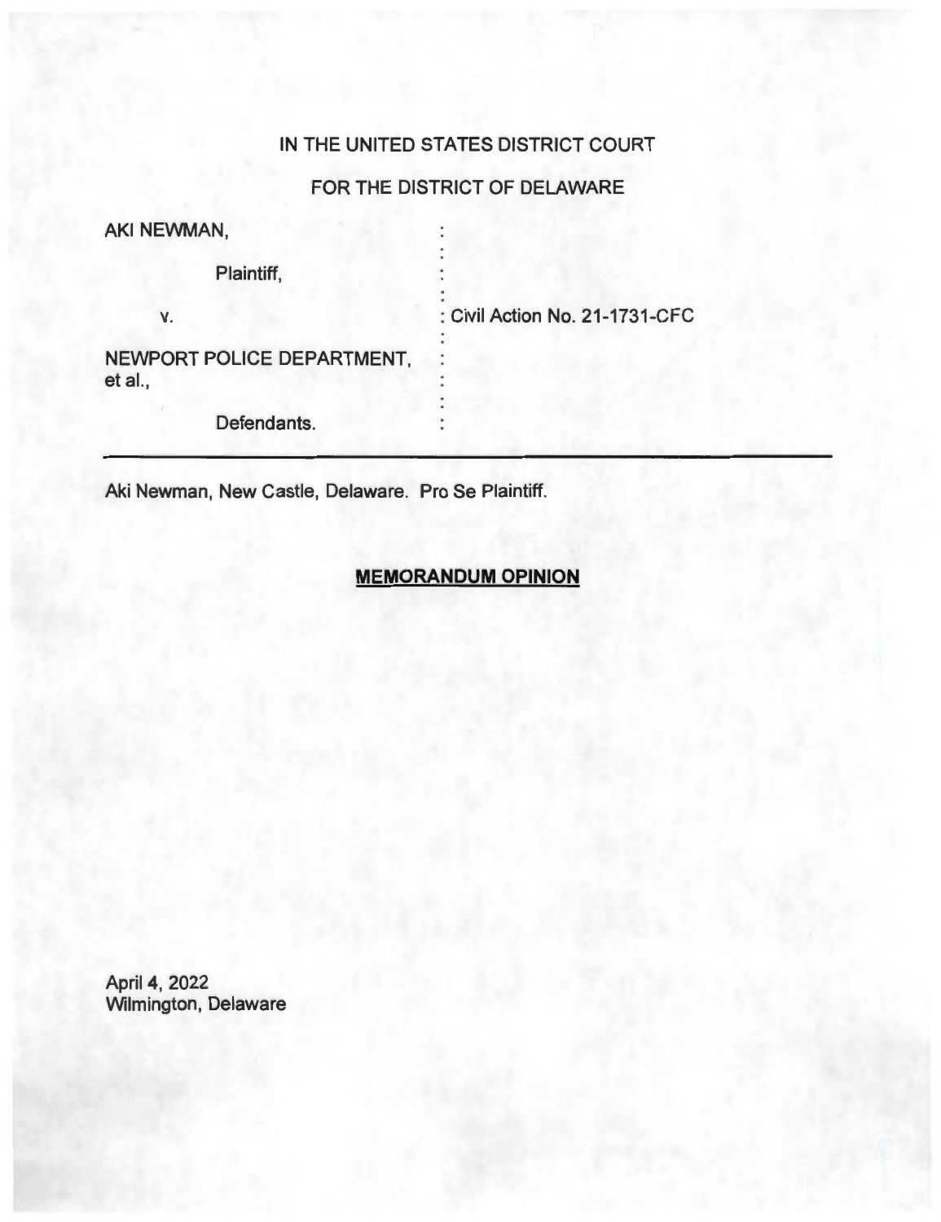IN THE UNITED STATES DISTRICT COURT

FOR THE DISTRICT OF DELAWARE

| | | |
|---|---|---|
| AKI NEWMAN, | : | |
| Plaintiff, | : | |
| v. | : | Civil Action No. 21-1731-CFC |
| NEWPORT POLICE DEPARTMENT, et al., | : | |
| Defendants. | : | |

---

Aki Newman, New Castle, Delaware. Pro Se Plaintiff.

## MEMORANDUM OPINION

April 4, 2022
Wilmington, Delaware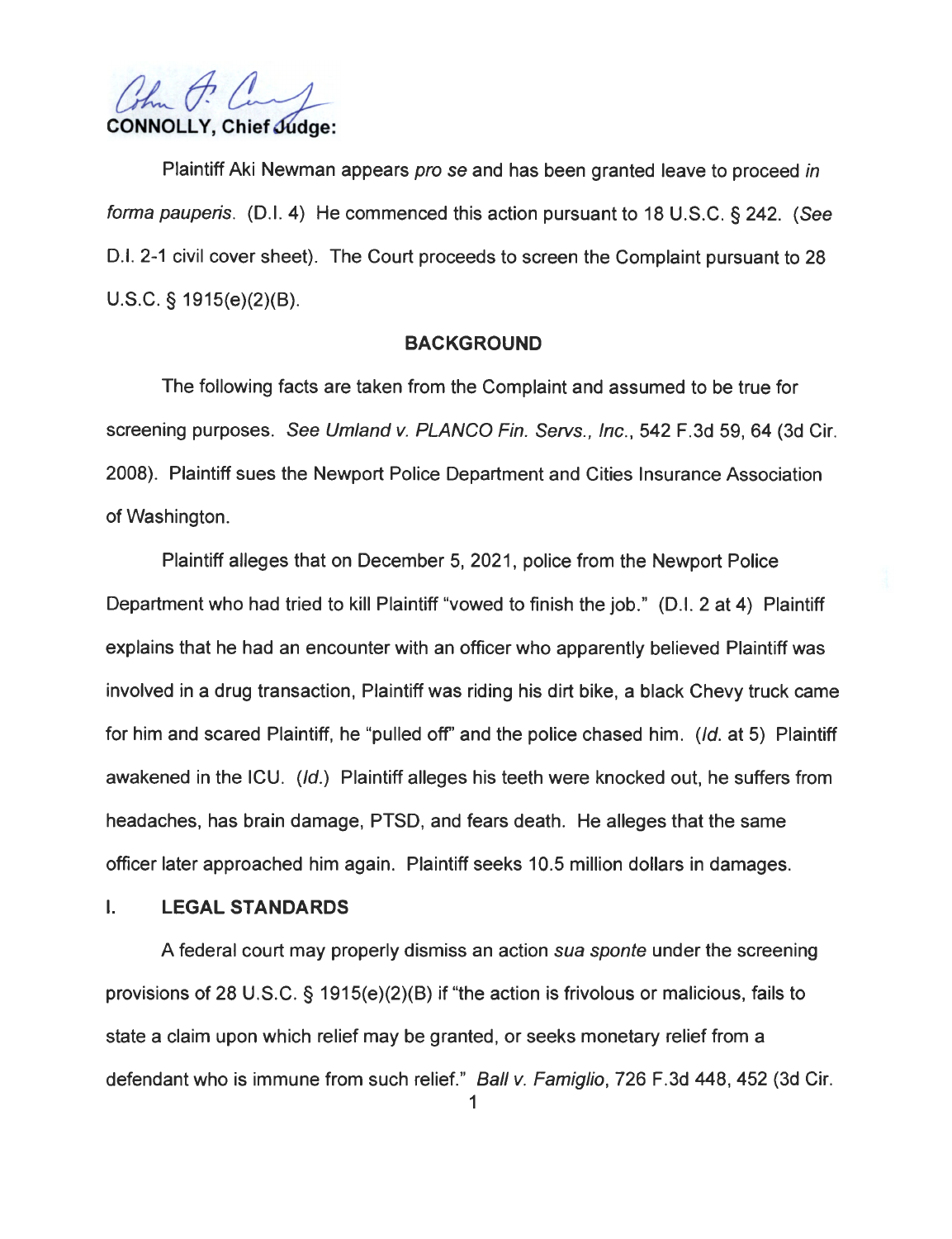**CONNOLLY, Chief Judge:**

Plaintiff Aki Newman appears *pro se* and has been granted leave to proceed *in forma pauperis*. (D.I. 4) He commenced this action pursuant to 18 U.S.C. § 242. (*See* D.I. 2-1 civil cover sheet). The Court proceeds to screen the Complaint pursuant to 28 U.S.C. § 1915(e)(2)(B).

## BACKGROUND

The following facts are taken from the Complaint and assumed to be true for screening purposes. *See Umland v. PLANCO Fin. Servs., Inc.*, 542 F.3d 59, 64 (3d Cir. 2008). Plaintiff sues the Newport Police Department and Cities Insurance Association of Washington.

Plaintiff alleges that on December 5, 2021, police from the Newport Police Department who had tried to kill Plaintiff "vowed to finish the job." (D.I. 2 at 4) Plaintiff explains that he had an encounter with an officer who apparently believed Plaintiff was involved in a drug transaction, Plaintiff was riding his dirt bike, a black Chevy truck came for him and scared Plaintiff, he "pulled off" and the police chased him. (*Id.* at 5) Plaintiff awakened in the ICU. (*Id.*) Plaintiff alleges his teeth were knocked out, he suffers from headaches, has brain damage, PTSD, and fears death. He alleges that the same officer later approached him again. Plaintiff seeks 10.5 million dollars in damages.

## I. LEGAL STANDARDS

A federal court may properly dismiss an action *sua sponte* under the screening provisions of 28 U.S.C. § 1915(e)(2)(B) if "the action is frivolous or malicious, fails to state a claim upon which relief may be granted, or seeks monetary relief from a defendant who is immune from such relief." *Ball v. Famiglio*, 726 F.3d 448, 452 (3d Cir.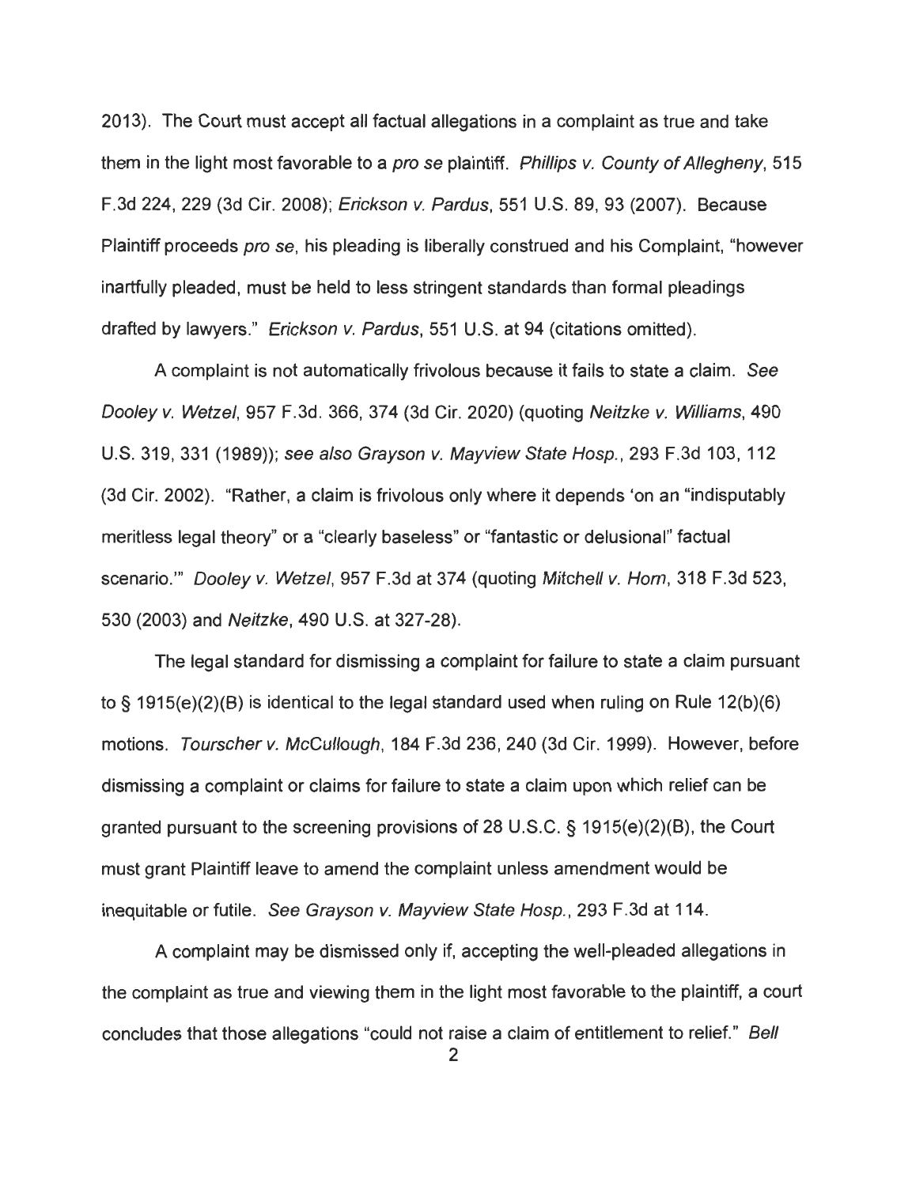2013). The Court must accept all factual allegations in a complaint as true and take them in the light most favorable to a *pro se* plaintiff. *Phillips v. County of Allegheny*, 515 F.3d 224, 229 (3d Cir. 2008); *Erickson v. Pardus*, 551 U.S. 89, 93 (2007). Because Plaintiff proceeds *pro se*, his pleading is liberally construed and his Complaint, "however inartfully pleaded, must be held to less stringent standards than formal pleadings drafted by lawyers." *Erickson v. Pardus*, 551 U.S. at 94 (citations omitted).

A complaint is not automatically frivolous because it fails to state a claim. *See Dooley v. Wetzel*, 957 F.3d. 366, 374 (3d Cir. 2020) (quoting *Neitzke v. Williams*, 490 U.S. 319, 331 (1989)); *see also Grayson v. Mayview State Hosp.*, 293 F.3d 103, 112 (3d Cir. 2002). "Rather, a claim is frivolous only where it depends 'on an "indisputably meritless legal theory" or a "clearly baseless" or "fantastic or delusional" factual scenario.'" *Dooley v. Wetzel*, 957 F.3d at 374 (quoting *Mitchell v. Horn*, 318 F.3d 523, 530 (2003) and *Neitzke*, 490 U.S. at 327-28).

The legal standard for dismissing a complaint for failure to state a claim pursuant to § 1915(e)(2)(B) is identical to the legal standard used when ruling on Rule 12(b)(6) motions. *Tourscher v. McCullough*, 184 F.3d 236, 240 (3d Cir. 1999). However, before dismissing a complaint or claims for failure to state a claim upon which relief can be granted pursuant to the screening provisions of 28 U.S.C. § 1915(e)(2)(B), the Court must grant Plaintiff leave to amend the complaint unless amendment would be inequitable or futile. *See Grayson v. Mayview State Hosp.*, 293 F.3d at 114.

A complaint may be dismissed only if, accepting the well-pleaded allegations in the complaint as true and viewing them in the light most favorable to the plaintiff, a court concludes that those allegations "could not raise a claim of entitlement to relief." *Bell*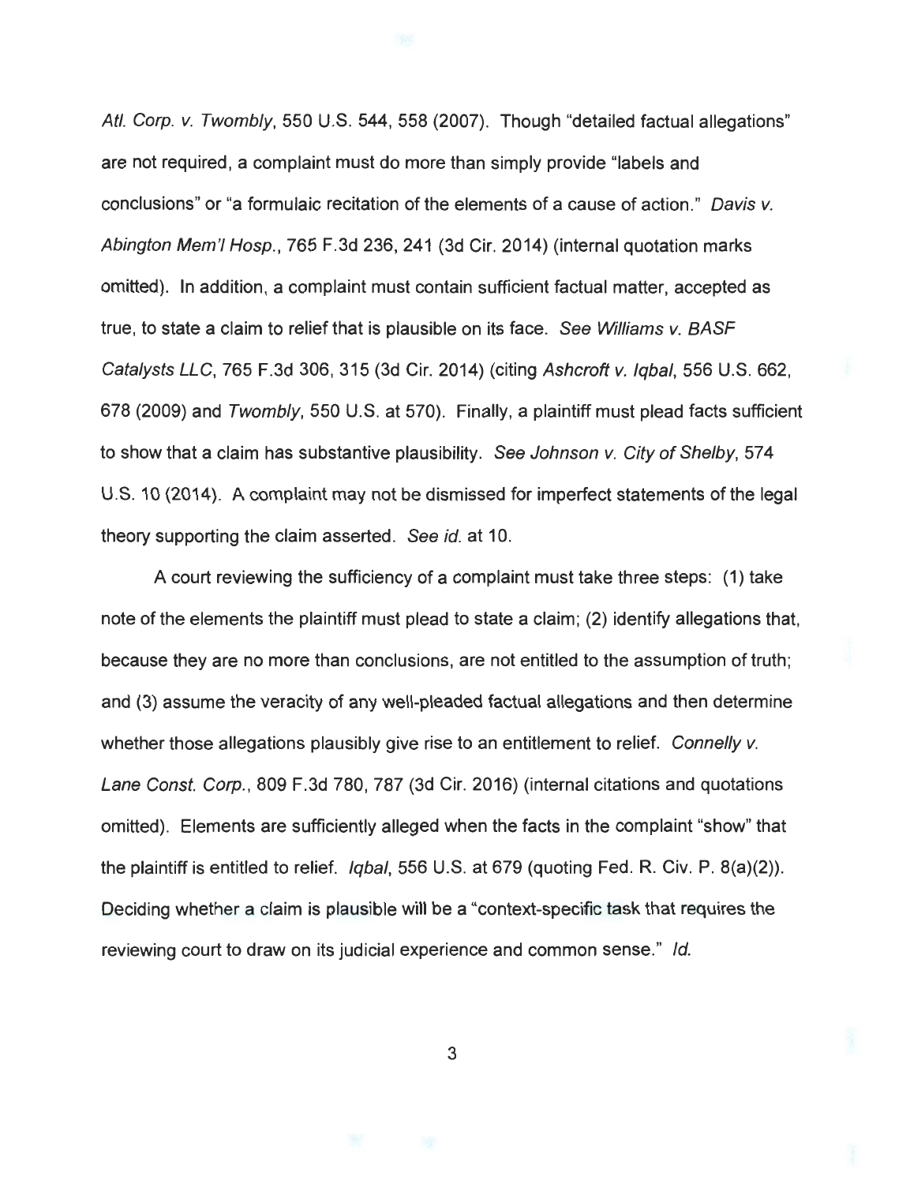*Atl. Corp. v. Twombly*, 550 U.S. 544, 558 (2007). Though "detailed factual allegations" are not required, a complaint must do more than simply provide "labels and conclusions" or "a formulaic recitation of the elements of a cause of action." *Davis v. Abington Mem'l Hosp.*, 765 F.3d 236, 241 (3d Cir. 2014) (internal quotation marks omitted). In addition, a complaint must contain sufficient factual matter, accepted as true, to state a claim to relief that is plausible on its face. *See Williams v. BASF Catalysts LLC*, 765 F.3d 306, 315 (3d Cir. 2014) (citing *Ashcroft v. Iqbal*, 556 U.S. 662, 678 (2009) and *Twombly*, 550 U.S. at 570). Finally, a plaintiff must plead facts sufficient to show that a claim has substantive plausibility. *See Johnson v. City of Shelby*, 574 U.S. 10 (2014). A complaint may not be dismissed for imperfect statements of the legal theory supporting the claim asserted. *See id.* at 10.

A court reviewing the sufficiency of a complaint must take three steps: (1) take note of the elements the plaintiff must plead to state a claim; (2) identify allegations that, because they are no more than conclusions, are not entitled to the assumption of truth; and (3) assume the veracity of any well-pleaded factual allegations and then determine whether those allegations plausibly give rise to an entitlement to relief. *Connelly v. Lane Const. Corp.*, 809 F.3d 780, 787 (3d Cir. 2016) (internal citations and quotations omitted). Elements are sufficiently alleged when the facts in the complaint "show" that the plaintiff is entitled to relief. *Iqbal*, 556 U.S. at 679 (quoting Fed. R. Civ. P. 8(a)(2)). Deciding whether a claim is plausible will be a "context-specific task that requires the reviewing court to draw on its judicial experience and common sense." *Id.*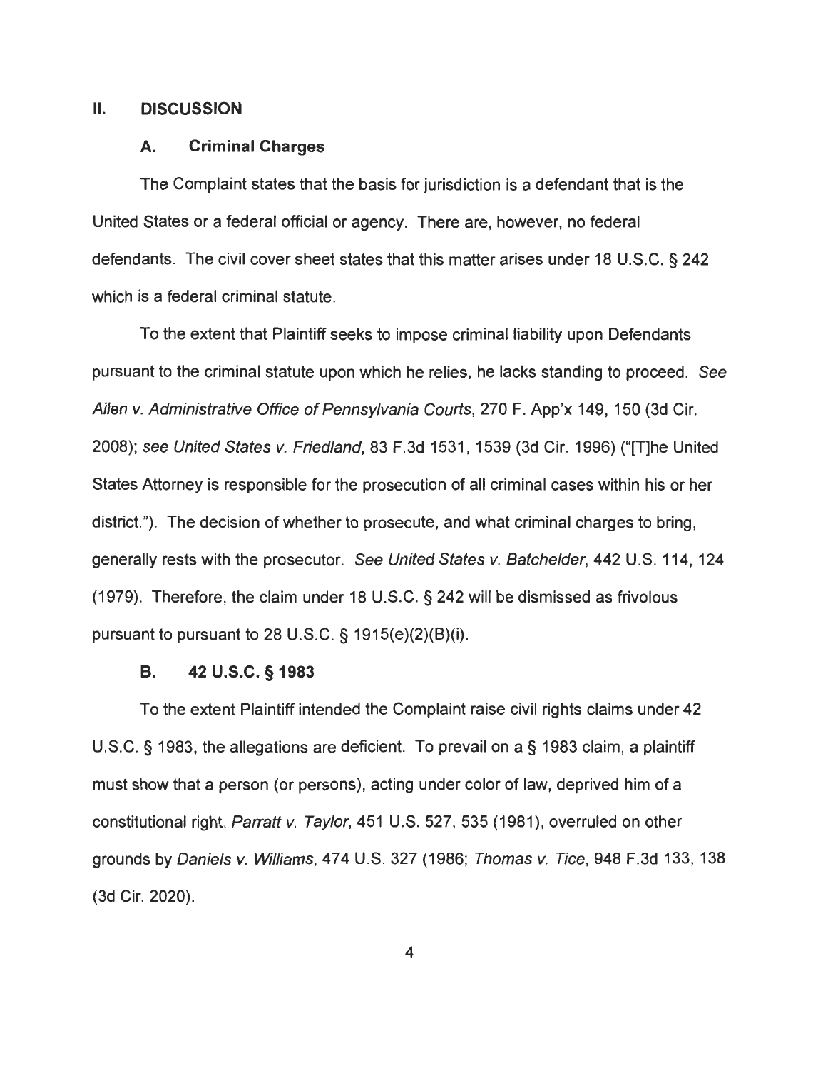## II. DISCUSSION

### A. Criminal Charges

The Complaint states that the basis for jurisdiction is a defendant that is the United States or a federal official or agency. There are, however, no federal defendants. The civil cover sheet states that this matter arises under 18 U.S.C. § 242 which is a federal criminal statute.

To the extent that Plaintiff seeks to impose criminal liability upon Defendants pursuant to the criminal statute upon which he relies, he lacks standing to proceed. *See Allen v. Administrative Office of Pennsylvania Courts*, 270 F. App'x 149, 150 (3d Cir. 2008); *see United States v. Friedland*, 83 F.3d 1531, 1539 (3d Cir. 1996) ("[T]he United States Attorney is responsible for the prosecution of all criminal cases within his or her district."). The decision of whether to prosecute, and what criminal charges to bring, generally rests with the prosecutor. *See United States v. Batchelder*, 442 U.S. 114, 124 (1979). Therefore, the claim under 18 U.S.C. § 242 will be dismissed as frivolous pursuant to pursuant to 28 U.S.C. § 1915(e)(2)(B)(i).

### B. 42 U.S.C. § 1983

To the extent Plaintiff intended the Complaint raise civil rights claims under 42 U.S.C. § 1983, the allegations are deficient. To prevail on a § 1983 claim, a plaintiff must show that a person (or persons), acting under color of law, deprived him of a constitutional right. *Parratt v. Taylor*, 451 U.S. 527, 535 (1981), overruled on other grounds by *Daniels v. Williams*, 474 U.S. 327 (1986; *Thomas v. Tice*, 948 F.3d 133, 138 (3d Cir. 2020).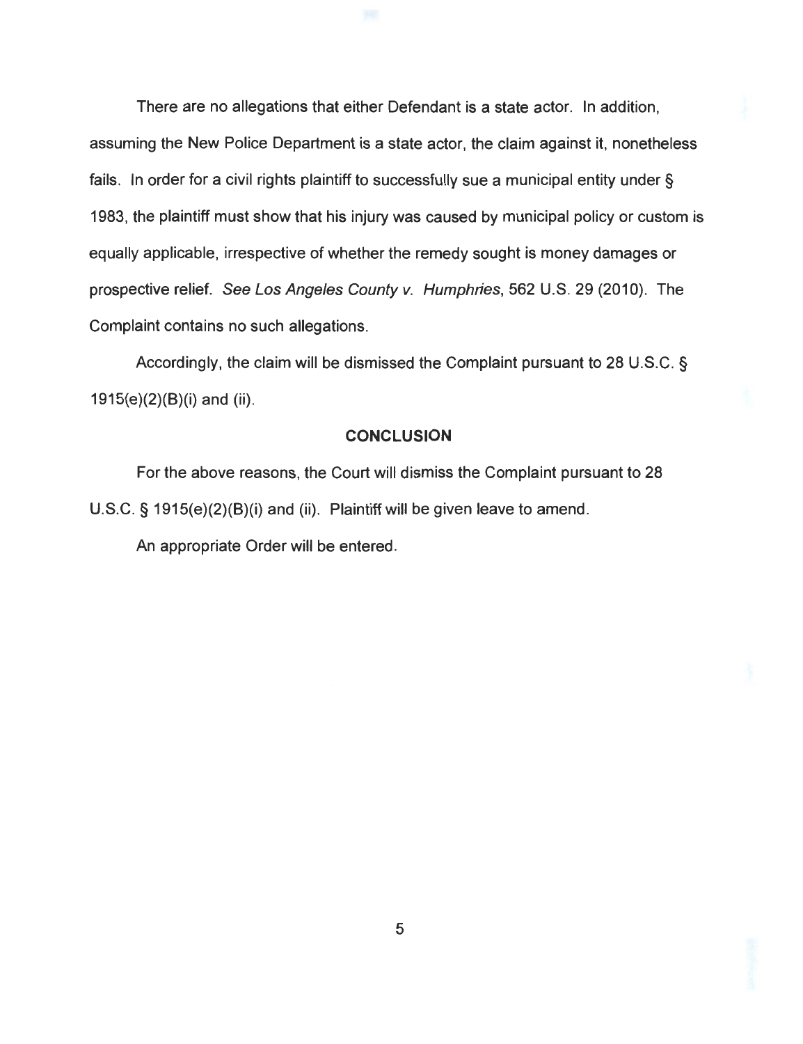There are no allegations that either Defendant is a state actor. In addition, assuming the New Police Department is a state actor, the claim against it, nonetheless fails. In order for a civil rights plaintiff to successfully sue a municipal entity under § 1983, the plaintiff must show that his injury was caused by municipal policy or custom is equally applicable, irrespective of whether the remedy sought is money damages or prospective relief. *See Los Angeles County v. Humphries*, 562 U.S. 29 (2010). The Complaint contains no such allegations.

Accordingly, the claim will be dismissed the Complaint pursuant to 28 U.S.C. § 1915(e)(2)(B)(i) and (ii).

## CONCLUSION

For the above reasons, the Court will dismiss the Complaint pursuant to 28 U.S.C. § 1915(e)(2)(B)(i) and (ii). Plaintiff will be given leave to amend.

An appropriate Order will be entered.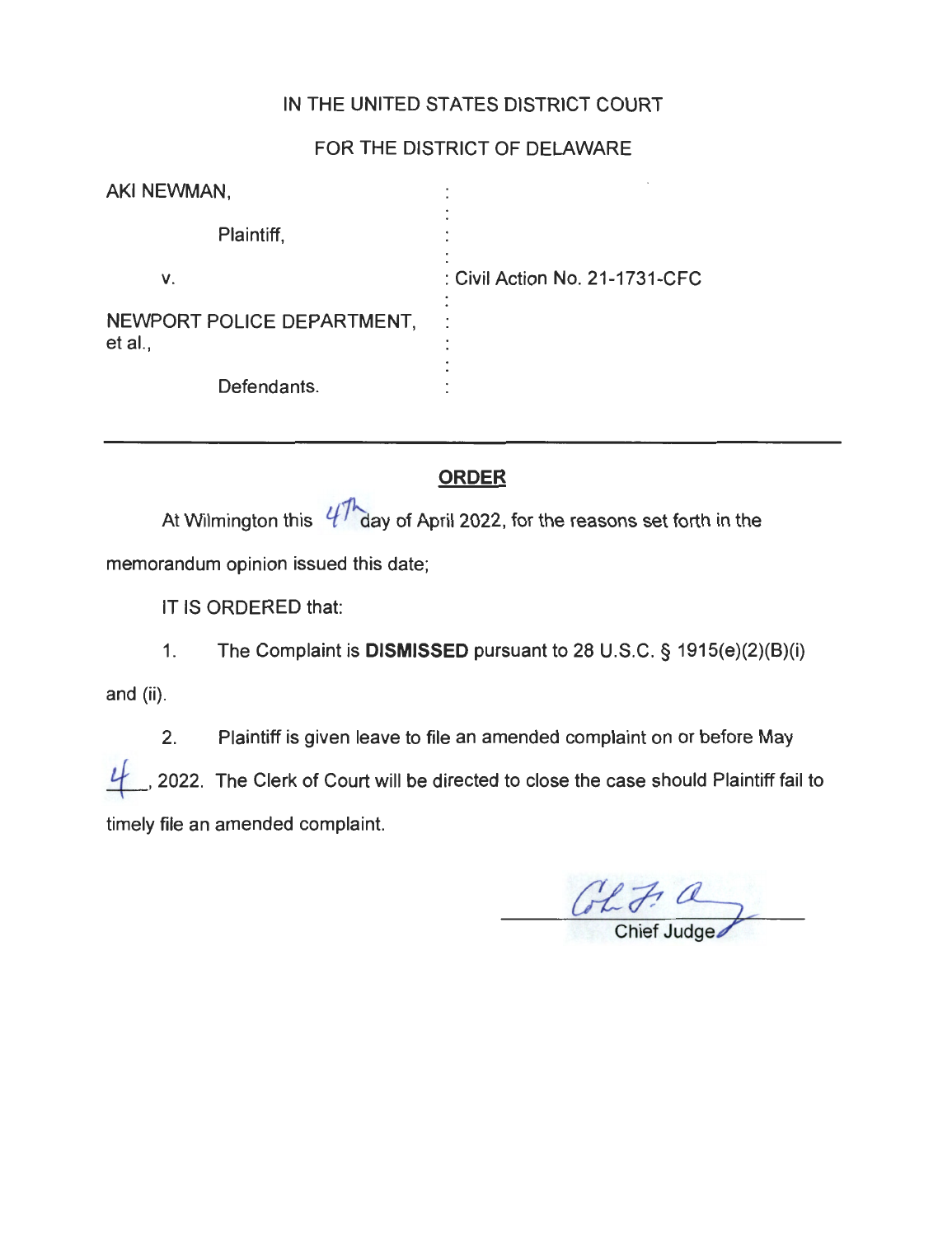IN THE UNITED STATES DISTRICT COURT

FOR THE DISTRICT OF DELAWARE

| | | |
|---|---|---|
| AKI NEWMAN, | : | |
| Plaintiff, | : | |
| v. | : | Civil Action No. 21-1731-CFC |
| NEWPORT POLICE DEPARTMENT, et al., | : | |
| Defendants. | : | |

---

## ORDER

At Wilmington this 4th day of April 2022, for the reasons set forth in the memorandum opinion issued this date;

IT IS ORDERED that:

1. The Complaint is **DISMISSED** pursuant to 28 U.S.C. § 1915(e)(2)(B)(i) and (ii).

2. Plaintiff is given leave to file an amended complaint on or before May 4, 2022. The Clerk of Court will be directed to close the case should Plaintiff fail to timely file an amended complaint.

Chief Judge